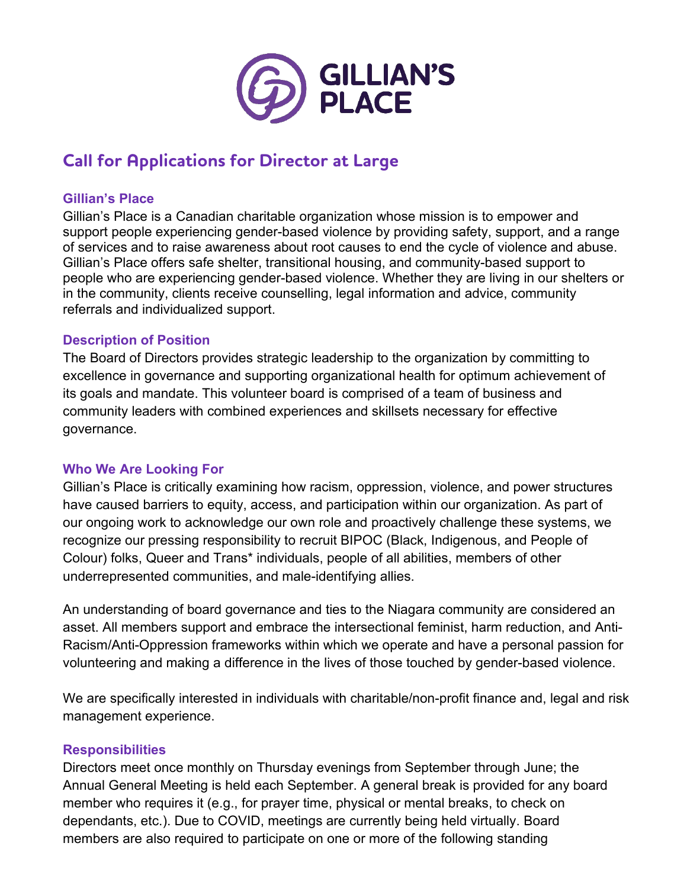# GILLIAN'S PLACE

## Call for Applications for Director at Large

### Gillian's Place

Gillian's Place is a Canadian charitable organization whose mission is to empower and support people experiencing gender-based violence by providing safety, support, and a range of services and to raise awareness about root causes to end the cycle of violence and abuse. Gillian's Place offers safe shelter, transitional housing, and community-based support to people who are experiencing gender-based violence. Whether they are living in our shelters or in the community, clients receive counselling, legal information and advice, community referrals and individualized support.

### Description of Position

The Board of Directors provides strategic leadership to the organization by committing to excellence in governance and supporting organizational health for optimum achievement of its goals and mandate. This volunteer board is comprised of a team of business and community leaders with combined experiences and skillsets necessary for effective governance.

### Who We Are Looking For

Gillian's Place is critically examining how racism, oppression, violence, and power structures have caused barriers to equity, access, and participation within our organization. As part of our ongoing work to acknowledge our own role and proactively challenge these systems, we recognize our pressing responsibility to recruit BIPOC (Black, Indigenous, and People of Colour) folks, Queer and Trans* individuals, people of all abilities, members of other underrepresented communities, and male-identifying allies.

An understanding of board governance and ties to the Niagara community are considered an asset. All members support and embrace the intersectional feminist, harm reduction, and Anti-Racism/Anti-Oppression frameworks within which we operate and have a personal passion for volunteering and making a difference in the lives of those touched by gender-based violence.

We are specifically interested in individuals with charitable/non-profit finance and, legal and risk management experience.

### Responsibilities

Directors meet once monthly on Thursday evenings from September through June; the Annual General Meeting is held each September. A general break is provided for any board member who requires it (e.g., for prayer time, physical or mental breaks, to check on dependants, etc.). Due to COVID, meetings are currently being held virtually. Board members are also required to participate on one or more of the following standing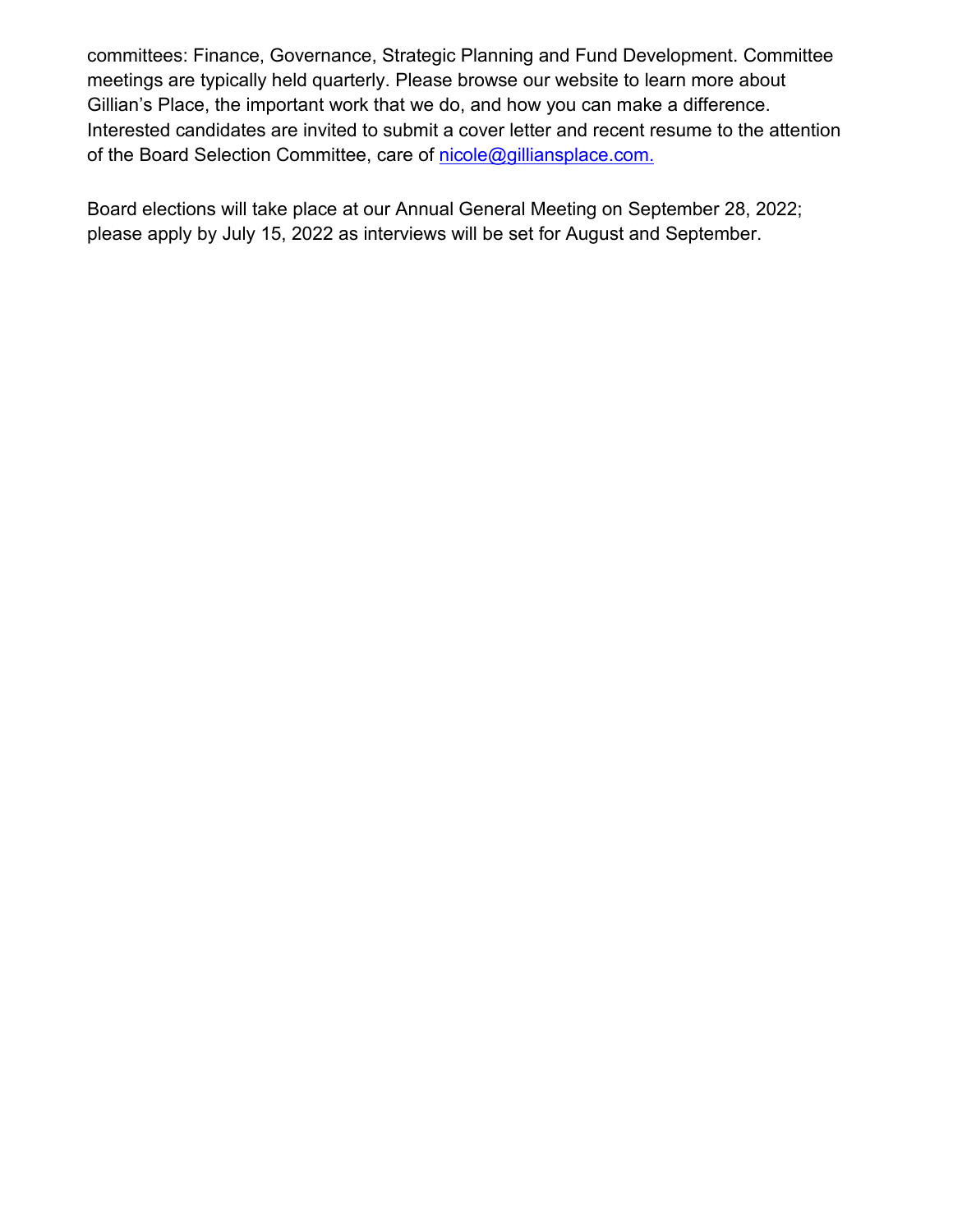committees: Finance, Governance, Strategic Planning and Fund Development. Committee meetings are typically held quarterly. Please browse our website to learn more about Gillian's Place, the important work that we do, and how you can make a difference. Interested candidates are invited to submit a cover letter and recent resume to the attention of the Board Selection Committee, care of nicole@gilliansplace.com.

Board elections will take place at our Annual General Meeting on September 28, 2022; please apply by July 15, 2022 as interviews will be set for August and September.